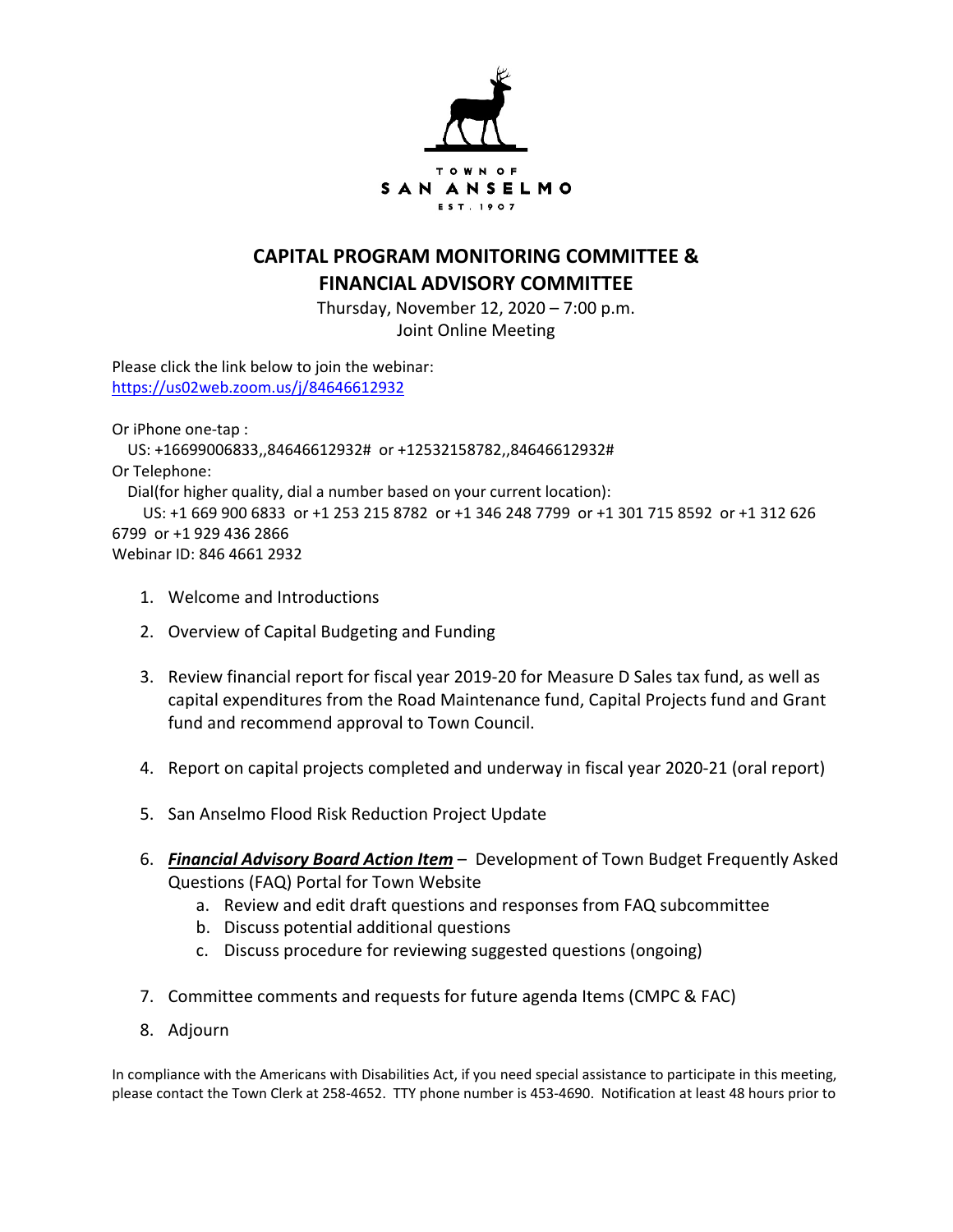TOWN OF
SAN ANSELMO
EST. 1907

# CAPITAL PROGRAM MONITORING COMMITTEE & FINANCIAL ADVISORY COMMITTEE

Thursday, November 12, 2020 – 7:00 p.m.
Joint Online Meeting

Please click the link below to join the webinar:
https://us02web.zoom.us/j/84646612932

Or iPhone one-tap :
US: +16699006833,,84646612932# or +12532158782,,84646612932#
Or Telephone:
Dial(for higher quality, dial a number based on your current location):
US: +1 669 900 6833 or +1 253 215 8782 or +1 346 248 7799 or +1 301 715 8592 or +1 312 626 6799 or +1 929 436 2866
Webinar ID: 846 4661 2932

1. Welcome and Introductions
2. Overview of Capital Budgeting and Funding
3. Review financial report for fiscal year 2019-20 for Measure D Sales tax fund, as well as capital expenditures from the Road Maintenance fund, Capital Projects fund and Grant fund and recommend approval to Town Council.
4. Report on capital projects completed and underway in fiscal year 2020-21 (oral report)
5. San Anselmo Flood Risk Reduction Project Update
6. ***Financial Advisory Board Action Item*** – Development of Town Budget Frequently Asked Questions (FAQ) Portal for Town Website
   a. Review and edit draft questions and responses from FAQ subcommittee
   b. Discuss potential additional questions
   c. Discuss procedure for reviewing suggested questions (ongoing)
7. Committee comments and requests for future agenda Items (CMPC & FAC)
8. Adjourn

In compliance with the Americans with Disabilities Act, if you need special assistance to participate in this meeting, please contact the Town Clerk at 258-4652. TTY phone number is 453-4690. Notification at least 48 hours prior to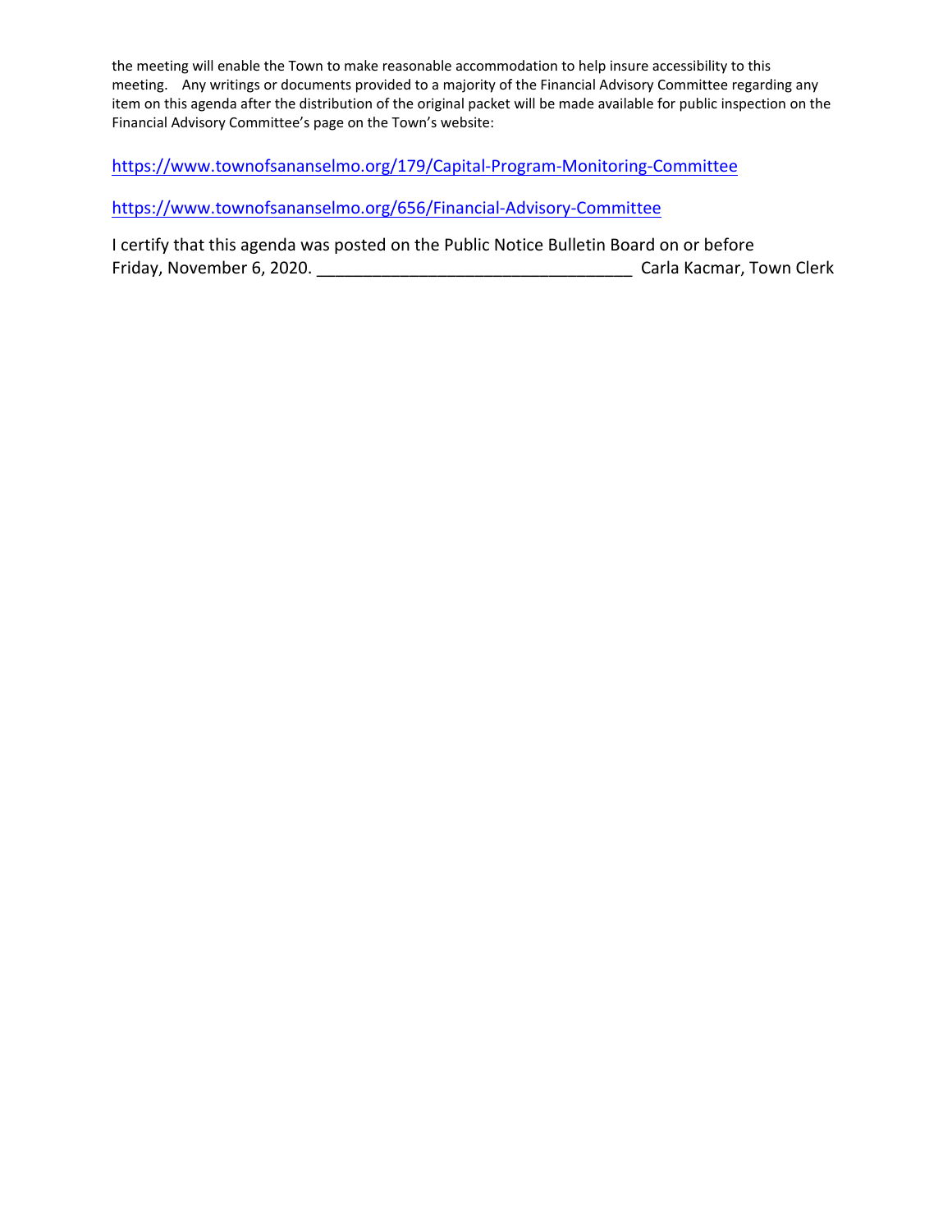the meeting will enable the Town to make reasonable accommodation to help insure accessibility to this meeting. Any writings or documents provided to a majority of the Financial Advisory Committee regarding any item on this agenda after the distribution of the original packet will be made available for public inspection on the Financial Advisory Committee's page on the Town's website:

https://www.townofsananselmo.org/179/Capital-Program-Monitoring-Committee

https://www.townofsananselmo.org/656/Financial-Advisory-Committee

I certify that this agenda was posted on the Public Notice Bulletin Board on or before Friday, November 6, 2020. _________________________________ Carla Kacmar, Town Clerk